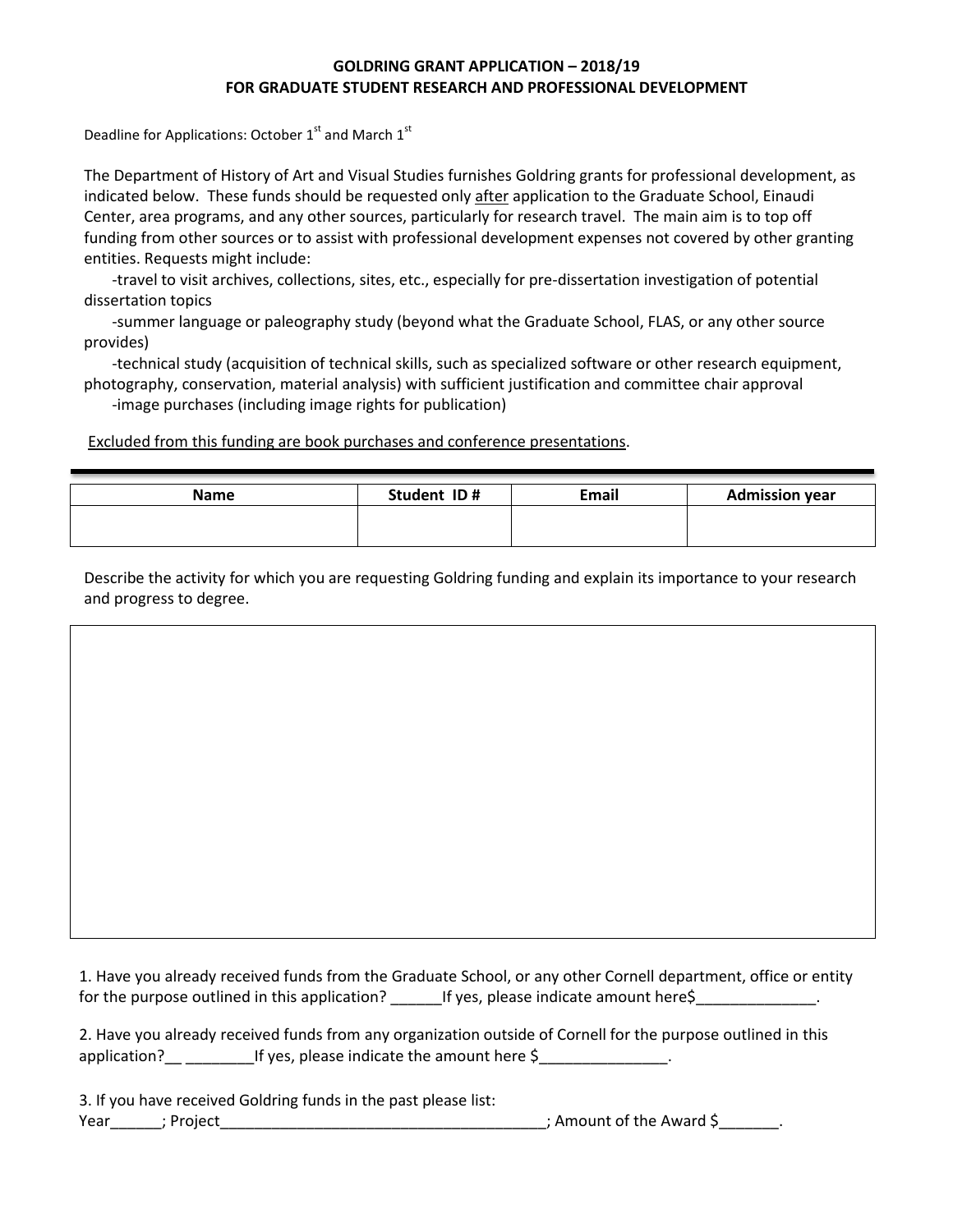# GOLDRING GRANT APPLICATION – 2018/19
## FOR GRADUATE STUDENT RESEARCH AND PROFESSIONAL DEVELOPMENT

Deadline for Applications: October 1st and March 1st

The Department of History of Art and Visual Studies furnishes Goldring grants for professional development, as indicated below. These funds should be requested only after application to the Graduate School, Einaudi Center, area programs, and any other sources, particularly for research travel. The main aim is to top off funding from other sources or to assist with professional development expenses not covered by other granting entities. Requests might include:

-travel to visit archives, collections, sites, etc., especially for pre-dissertation investigation of potential dissertation topics

-summer language or paleography study (beyond what the Graduate School, FLAS, or any other source provides)

-technical study (acquisition of technical skills, such as specialized software or other research equipment, photography, conservation, material analysis) with sufficient justification and committee chair approval

-image purchases (including image rights for publication)

Excluded from this funding are book purchases and conference presentations.

| Name | Student ID # | Email | Admission year |
|---|---|---|---|
| | | | |

Describe the activity for which you are requesting Goldring funding and explain its importance to your research and progress to degree.

| |
|---|
| |

1. Have you already received funds from the Graduate School, or any other Cornell department, office or entity for the purpose outlined in this application? ______If yes, please indicate amount here$______________.

2. Have you already received funds from any organization outside of Cornell for the purpose outlined in this application?__ ________If yes, please indicate the amount here $_______________.

3. If you have received Goldring funds in the past please list:
Year______; Project_______________________________________; Amount of the Award $_______.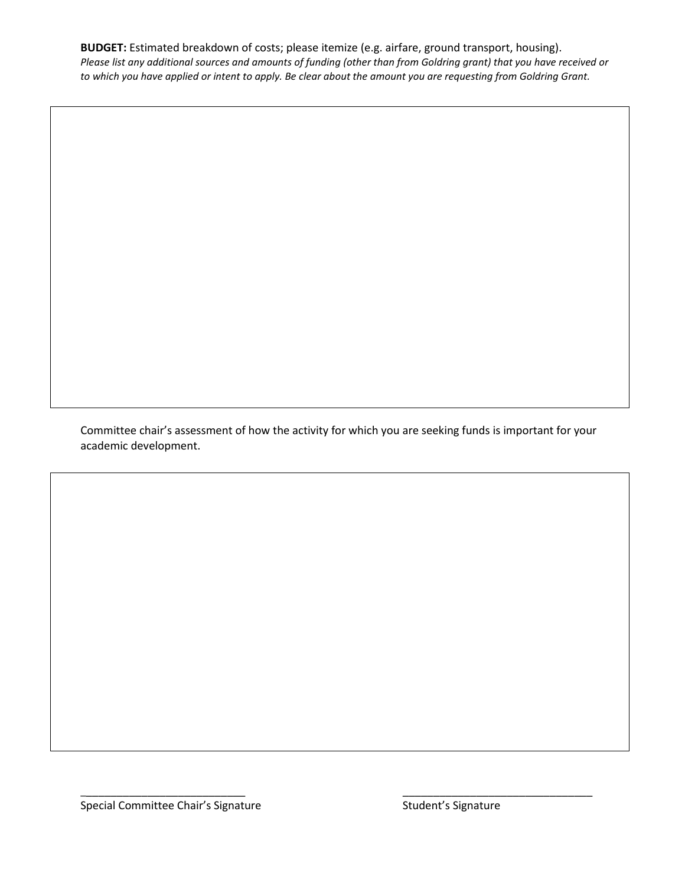**BUDGET:** Estimated breakdown of costs; please itemize (e.g. airfare, ground transport, housing).

*Please list any additional sources and amounts of funding (other than from Goldring grant) that you have received or to which you have applied or intent to apply. Be clear about the amount you are requesting from Goldring Grant.*

Committee chair's assessment of how the activity for which you are seeking funds is important for your academic development.

\_\_\_\_\_\_\_\_\_\_\_\_\_\_\_\_\_\_\_\_\_\_\_\_\_\_\_\_
Special Committee Chair's Signature

\_\_\_\_\_\_\_\_\_\_\_\_\_\_\_\_\_\_\_\_\_\_\_\_\_\_\_\_\_\_\_\_
Student's Signature